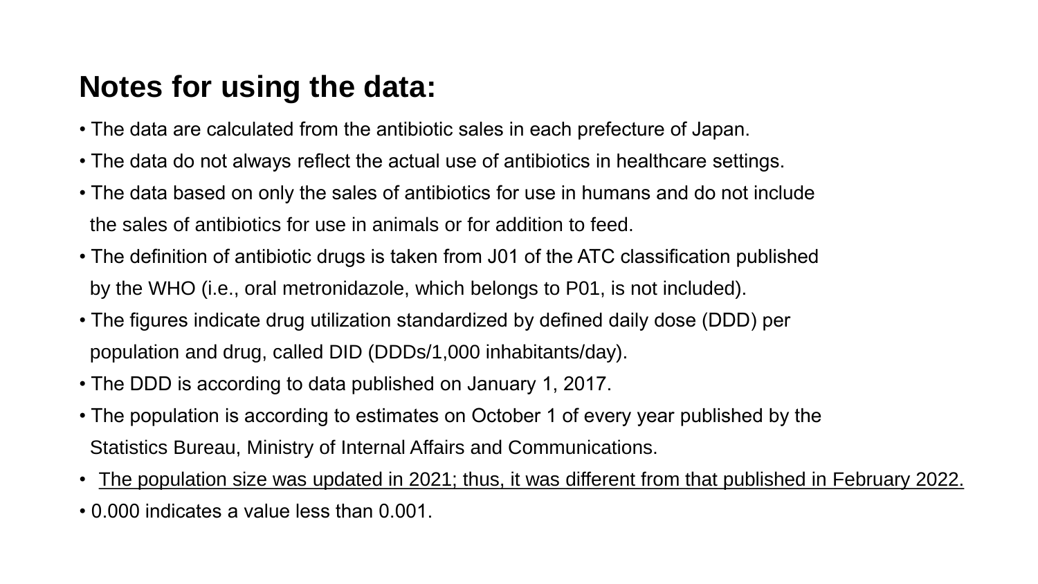## Notes for using the data:

- The data are calculated from the antibiotic sales in each prefecture of Japan.
- The data do not always reflect the actual use of antibiotics in healthcare settings.
- The data based on only the sales of antibiotics for use in humans and do not include the sales of antibiotics for use in animals or for addition to feed.
- The definition of antibiotic drugs is taken from J01 of the ATC classification published by the WHO (i.e., oral metronidazole, which belongs to P01, is not included).
- The figures indicate drug utilization standardized by defined daily dose (DDD) per population and drug, called DID (DDDs/1,000 inhabitants/day).
- The DDD is according to data published on January 1, 2017.
- The population is according to estimates on October 1 of every year published by the Statistics Bureau, Ministry of Internal Affairs and Communications.
- <u>The population size was updated in 2021; thus, it was different from that published in February 2022.</u>
- 0.000 indicates a value less than 0.001.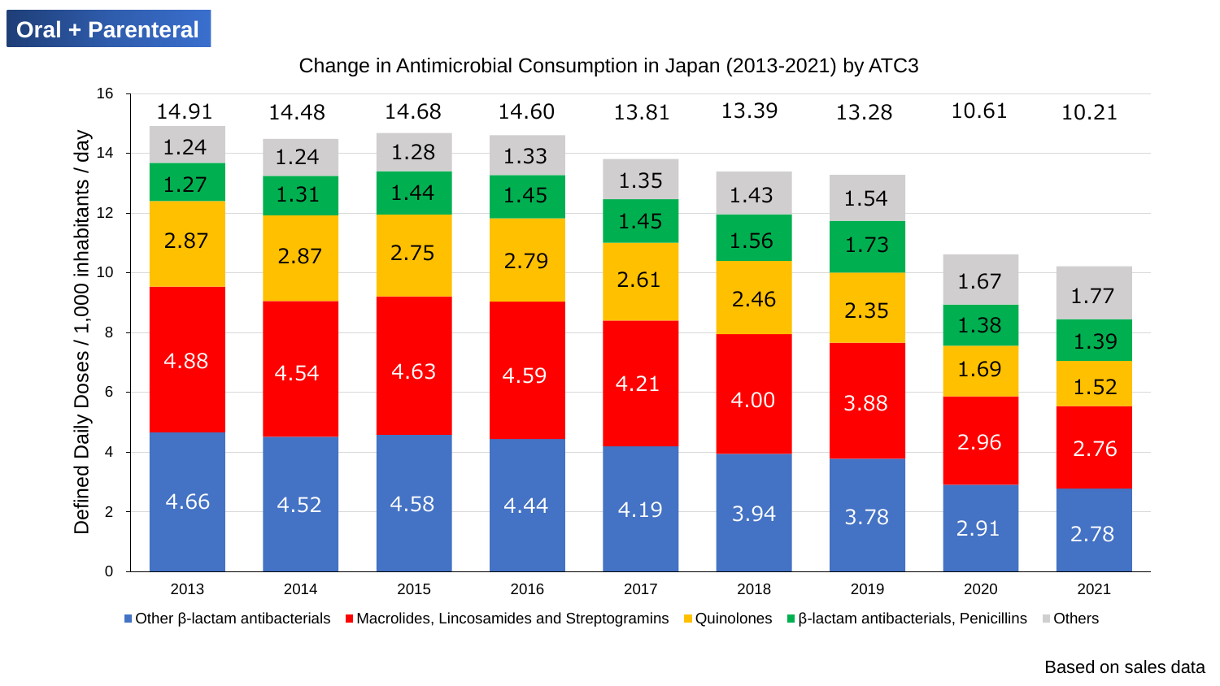**Oral + Parenteral**

Change in Antimicrobial Consumption in Japan (2013-2021) by ATC3

Defined Daily Doses / 1,000 inhabitants / day

| | 2013 | 2014 | 2015 | 2016 | 2017 | 2018 | 2019 | 2020 | 2021 |
|---|---|---|---|---|---|---|---|---|---|
| Others | 1.24 | 1.24 | 1.28 | 1.33 | 1.35 | 1.43 | 1.54 | 1.67 | 1.77 |
| β-lactam antibacterials, Penicillins | 1.27 | 1.31 | 1.44 | 1.45 | 1.45 | 1.56 | 1.73 | 1.38 | 1.39 |
| Quinolones | 2.87 | 2.87 | 2.75 | 2.79 | 2.61 | 2.46 | 2.35 | 1.69 | 1.52 |
| Macrolides, Lincosamides and Streptogramins | 4.88 | 4.54 | 4.63 | 4.59 | 4.21 | 4.00 | 3.88 | 2.96 | 2.76 |
| Other β-lactam antibacterials | 4.66 | 4.52 | 4.58 | 4.44 | 4.19 | 3.94 | 3.78 | 2.91 | 2.78 |
| Total | 14.91 | 14.48 | 14.68 | 14.60 | 13.81 | 13.39 | 13.28 | 10.61 | 10.21 |

Based on sales data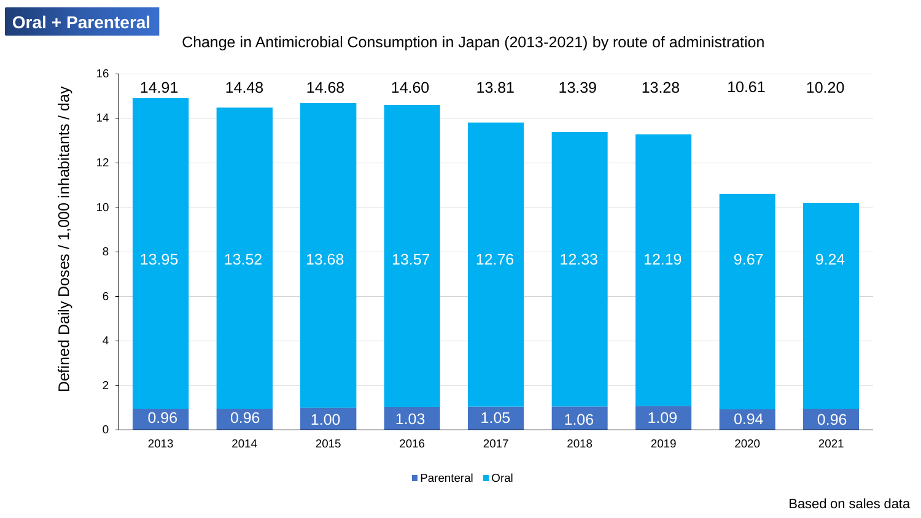**Oral + Parenteral**

Change in Antimicrobial Consumption in Japan (2013-2021) by route of administration

Defined Daily Doses / 1,000 inhabitants / day

| Year | Parenteral | Oral | Total |
|---|---|---|---|
| 2013 | 0.96 | 13.95 | 14.91 |
| 2014 | 0.96 | 13.52 | 14.48 |
| 2015 | 1.00 | 13.68 | 14.68 |
| 2016 | 1.03 | 13.57 | 14.60 |
| 2017 | 1.05 | 12.76 | 13.81 |
| 2018 | 1.06 | 12.33 | 13.39 |
| 2019 | 1.09 | 12.19 | 13.28 |
| 2020 | 0.94 | 9.67 | 10.61 |
| 2021 | 0.96 | 9.24 | 10.20 |

Based on sales data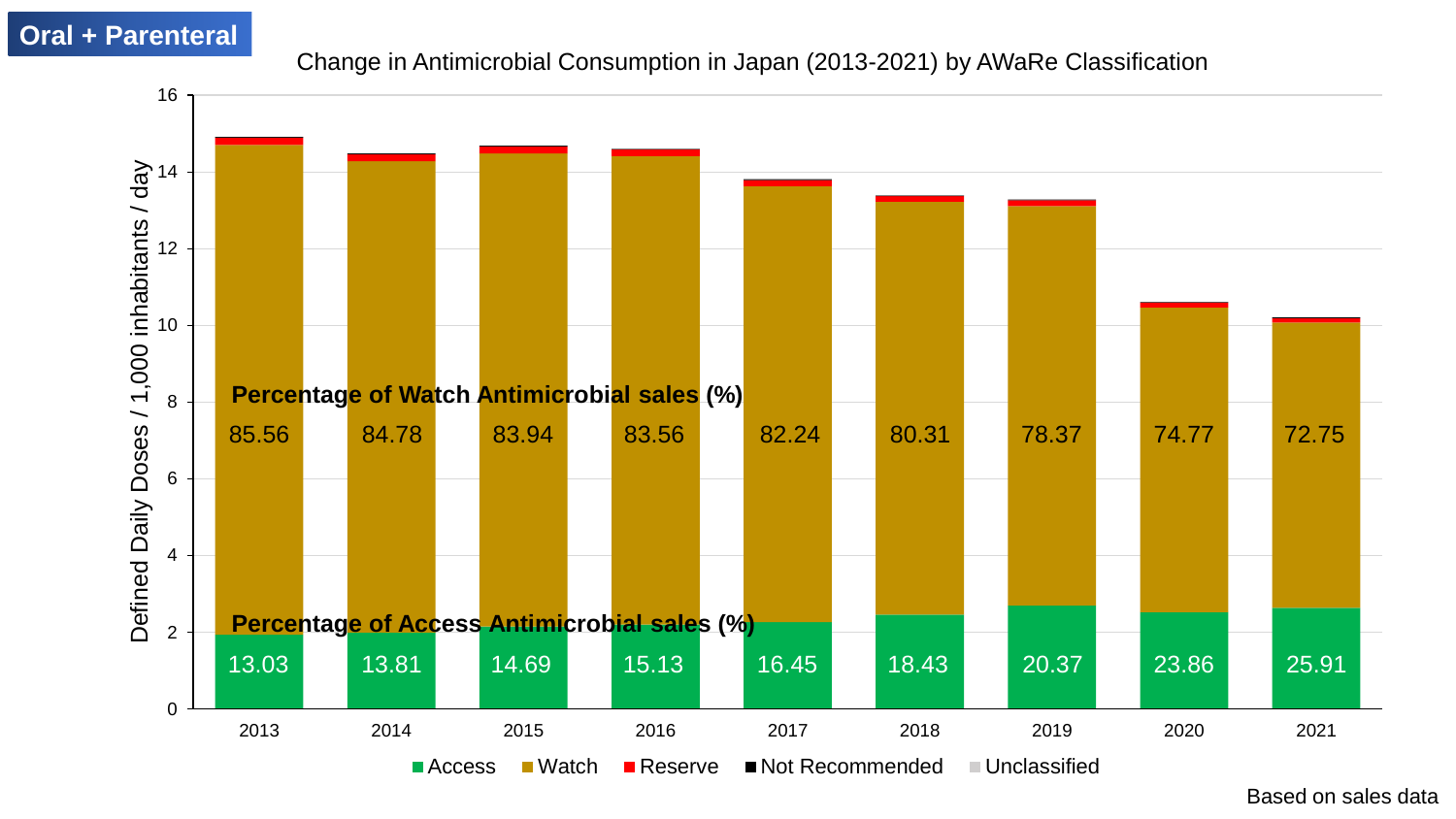**Oral + Parenteral**

Change in Antimicrobial Consumption in Japan (2013-2021) by AWaRe Classification

Defined Daily Doses / 1,000 inhabitants / day

**Percentage of Watch Antimicrobial sales (%)**

| 2013 | 2014 | 2015 | 2016 | 2017 | 2018 | 2019 | 2020 | 2021 |
|---|---|---|---|---|---|---|---|---|
| 85.56 | 84.78 | 83.94 | 83.56 | 82.24 | 80.31 | 78.37 | 74.77 | 72.75 |

**Percentage of Access Antimicrobial sales (%)**

| 2013 | 2014 | 2015 | 2016 | 2017 | 2018 | 2019 | 2020 | 2021 |
|---|---|---|---|---|---|---|---|---|
| 13.03 | 13.81 | 14.69 | 15.13 | 16.45 | 18.43 | 20.37 | 23.86 | 25.91 |

Access, Watch, Reserve, Not Recommended, Unclassified

Based on sales data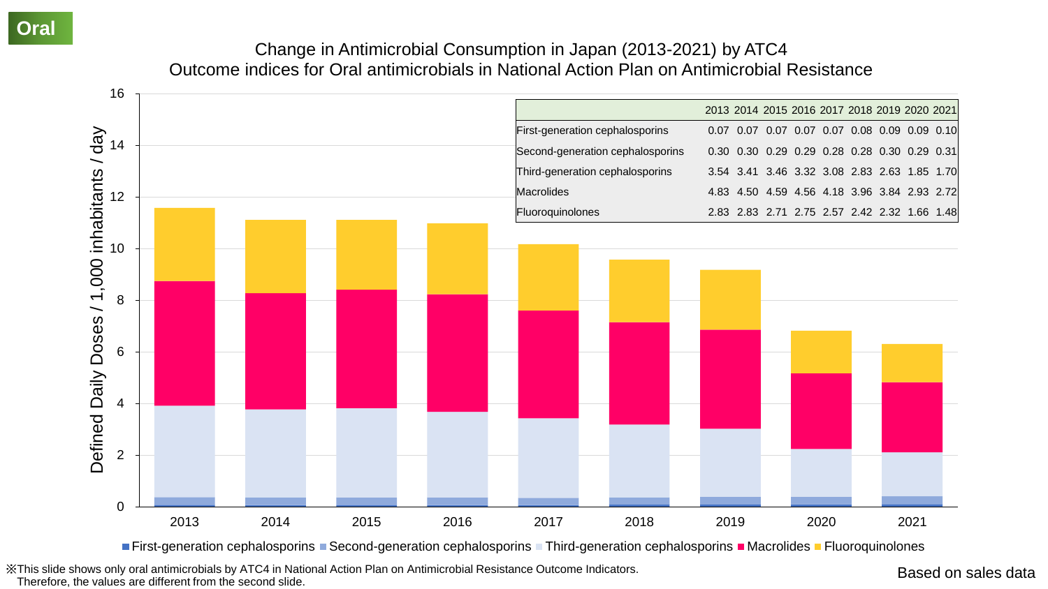**Oral**

# Change in Antimicrobial Consumption in Japan (2013-2021) by ATC4
## Outcome indices for Oral antimicrobials in National Action Plan on Antimicrobial Resistance

| | 2013 | 2014 | 2015 | 2016 | 2017 | 2018 | 2019 | 2020 | 2021 |
|---|---|---|---|---|---|---|---|---|---|
| First-generation cephalosporins | 0.07 | 0.07 | 0.07 | 0.07 | 0.07 | 0.08 | 0.09 | 0.09 | 0.10 |
| Second-generation cephalosporins | 0.30 | 0.30 | 0.29 | 0.29 | 0.28 | 0.28 | 0.30 | 0.29 | 0.31 |
| Third-generation cephalosporins | 3.54 | 3.41 | 3.46 | 3.32 | 3.08 | 2.83 | 2.63 | 1.85 | 1.70 |
| Macrolides | 4.83 | 4.50 | 4.59 | 4.56 | 4.18 | 3.96 | 3.84 | 2.93 | 2.72 |
| Fluoroquinolones | 2.83 | 2.83 | 2.71 | 2.75 | 2.57 | 2.42 | 2.32 | 1.66 | 1.48 |

Defined Daily Doses / 1,000 inhabitants / day

0
2
4
6
8
10
12
14
16

2013
2014
2015
2016
2017
2018
2019
2020
2021

First-generation cephalosporins, Second-generation cephalosporins, Third-generation cephalosporins, Macrolides, Fluoroquinolones

※This slide shows only oral antimicrobials by ATC4 in National Action Plan on Antimicrobial Resistance Outcome Indicators.
Therefore, the values are different from the second slide.

Based on sales data